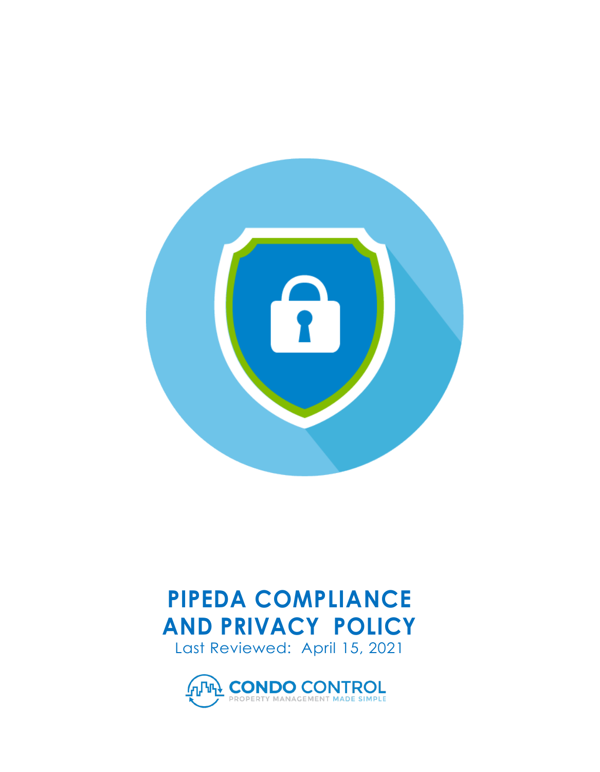# PIPEDA COMPLIANCE AND PRIVACY POLICY

Last Reviewed: April 15, 2021

CONDO CONTROL

PROPERTY MANAGEMENT MADE SIMPLE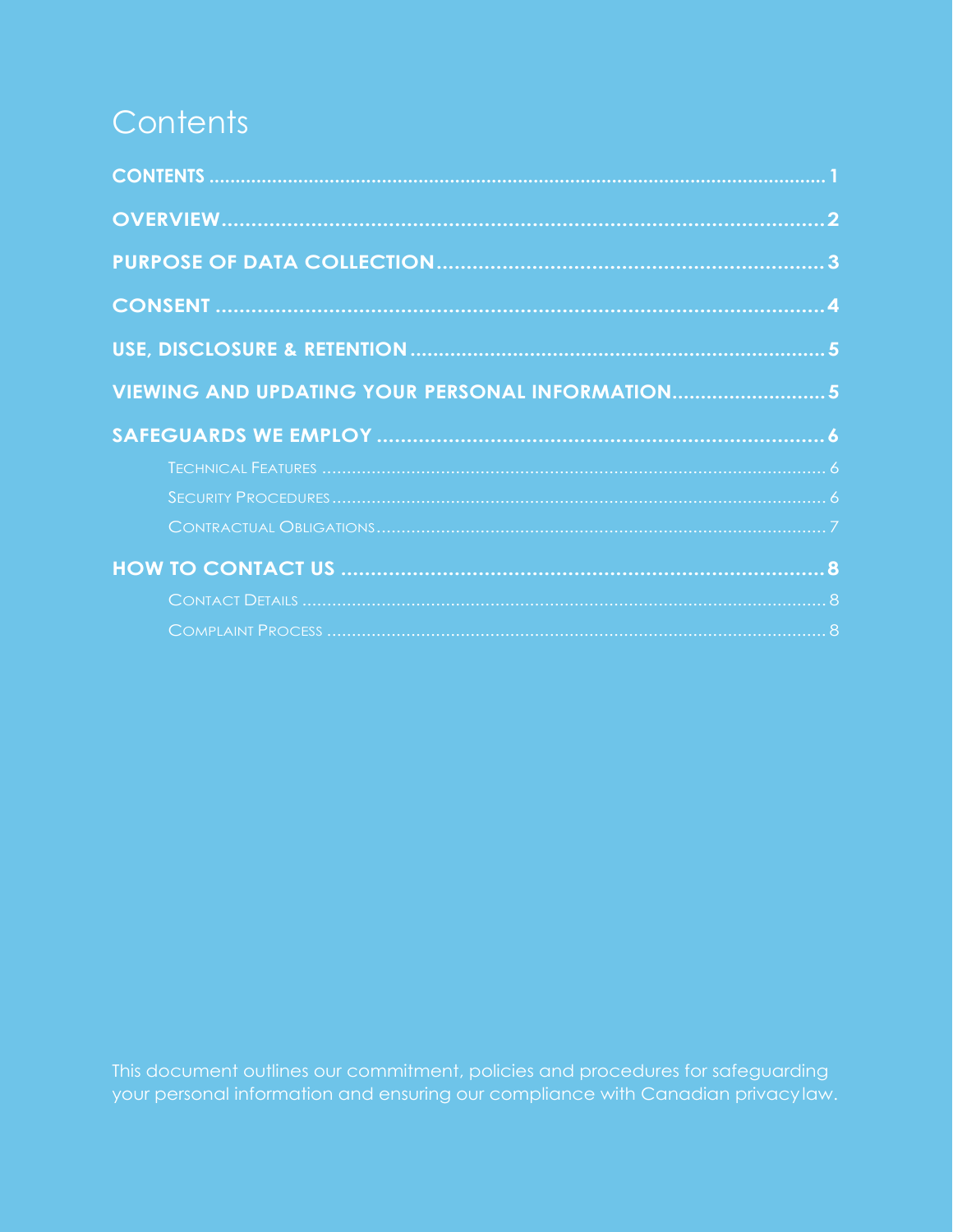# Contents

**CONTENTS** ........................................................................................................... 1

**OVERVIEW** ........................................................................................................... 2

**PURPOSE OF DATA COLLECTION** ................................................................ 3

**CONSENT** ............................................................................................................. 4

**USE, DISCLOSURE & RETENTION** ................................................................ 5

**VIEWING AND UPDATING YOUR PERSONAL INFORMATION** .......................... 5

**SAFEGUARDS WE EMPLOY** ........................................................................... 6

- Technical Features ........................................................................................... 6
- Security Procedures ......................................................................................... 6
- Contractual Obligations ................................................................................... 7

**HOW TO CONTACT US** ..................................................................................... 8

- Contact Details ................................................................................................ 8
- Complaint Process ........................................................................................... 8

This document outlines our commitment, policies and procedures for safeguarding your personal information and ensuring our compliance with Canadian privacy law.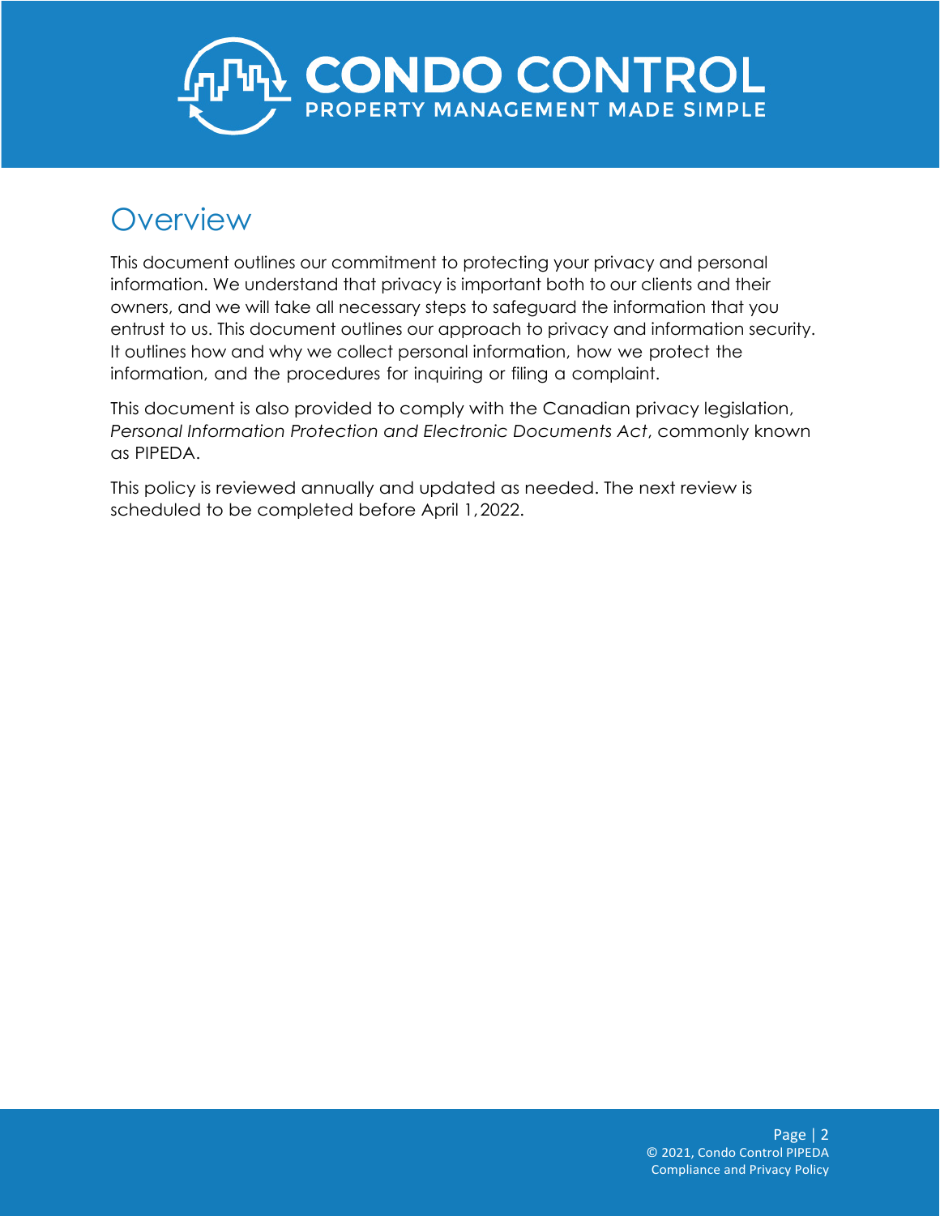# Overview

This document outlines our commitment to protecting your privacy and personal information. We understand that privacy is important both to our clients and their owners, and we will take all necessary steps to safeguard the information that you entrust to us. This document outlines our approach to privacy and information security. It outlines how and why we collect personal information, how we protect the information, and the procedures for inquiring or filing a complaint.

This document is also provided to comply with the Canadian privacy legislation, *Personal Information Protection and Electronic Documents Act*, commonly known as PIPEDA.

This policy is reviewed annually and updated as needed. The next review is scheduled to be completed before April 1, 2022.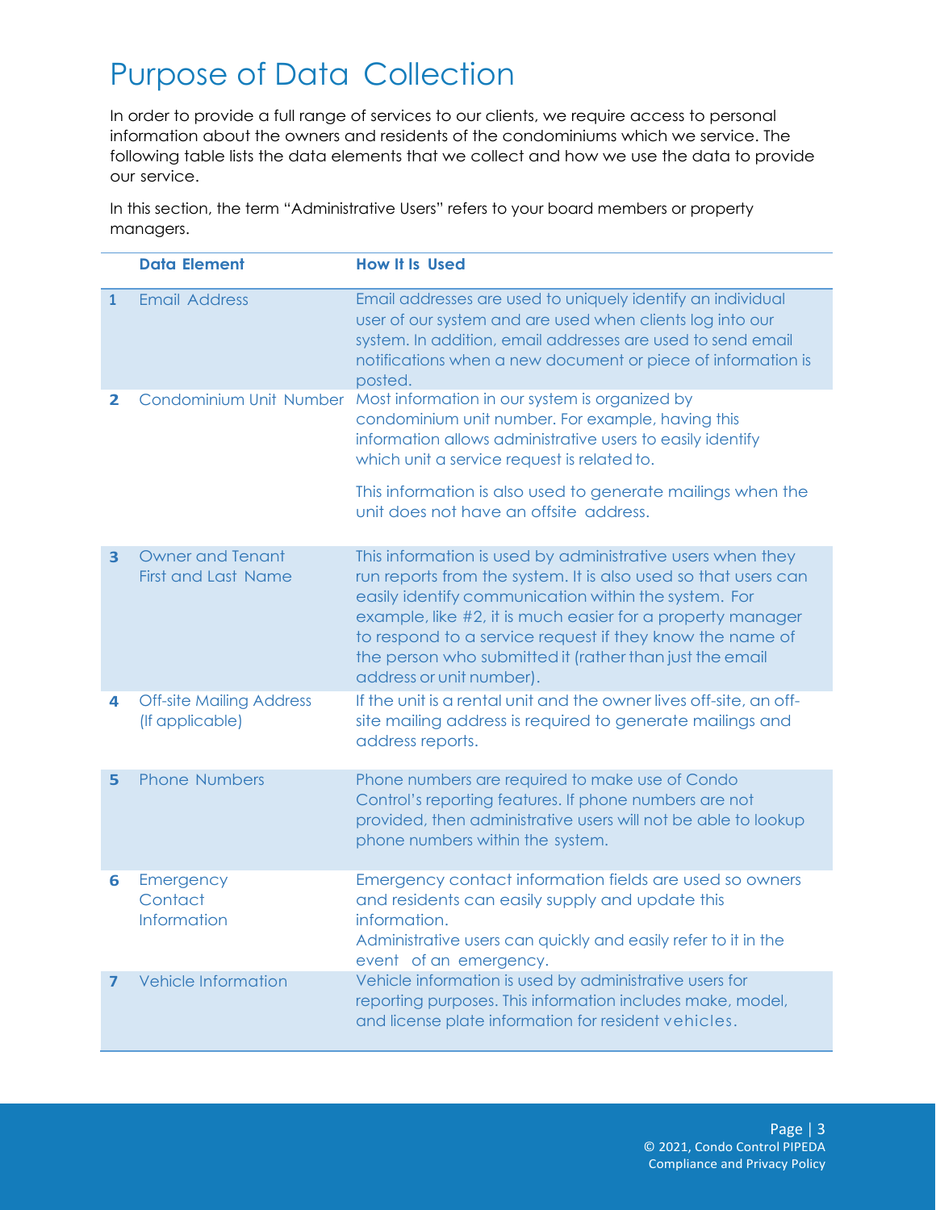# Purpose of Data Collection

In order to provide a full range of services to our clients, we require access to personal information about the owners and residents of the condominiums which we service. The following table lists the data elements that we collect and how we use the data to provide our service.

In this section, the term "Administrative Users" refers to your board members or property managers.

| | Data Element | How It Is Used |
|---|---|---|
| 1 | Email Address | Email addresses are used to uniquely identify an individual user of our system and are used when clients log into our system. In addition, email addresses are used to send email notifications when a new document or piece of information is posted. |
| 2 | Condominium Unit Number | Most information in our system is organized by condominium unit number. For example, having this information allows administrative users to easily identify which unit a service request is related to.<br><br>This information is also used to generate mailings when the unit does not have an offsite address. |
| 3 | Owner and Tenant First and Last Name | This information is used by administrative users when they run reports from the system. It is also used so that users can easily identify communication within the system. For example, like #2, it is much easier for a property manager to respond to a service request if they know the name of the person who submitted it (rather than just the email address or unit number). |
| 4 | Off-site Mailing Address (If applicable) | If the unit is a rental unit and the owner lives off-site, an off-site mailing address is required to generate mailings and address reports. |
| 5 | Phone Numbers | Phone numbers are required to make use of Condo Control's reporting features. If phone numbers are not provided, then administrative users will not be able to lookup phone numbers within the system. |
| 6 | Emergency Contact Information | Emergency contact information fields are used so owners and residents can easily supply and update this information.<br>Administrative users can quickly and easily refer to it in the event of an emergency. |
| 7 | Vehicle Information | Vehicle information is used by administrative users for reporting purposes. This information includes make, model, and license plate information for resident vehicles. |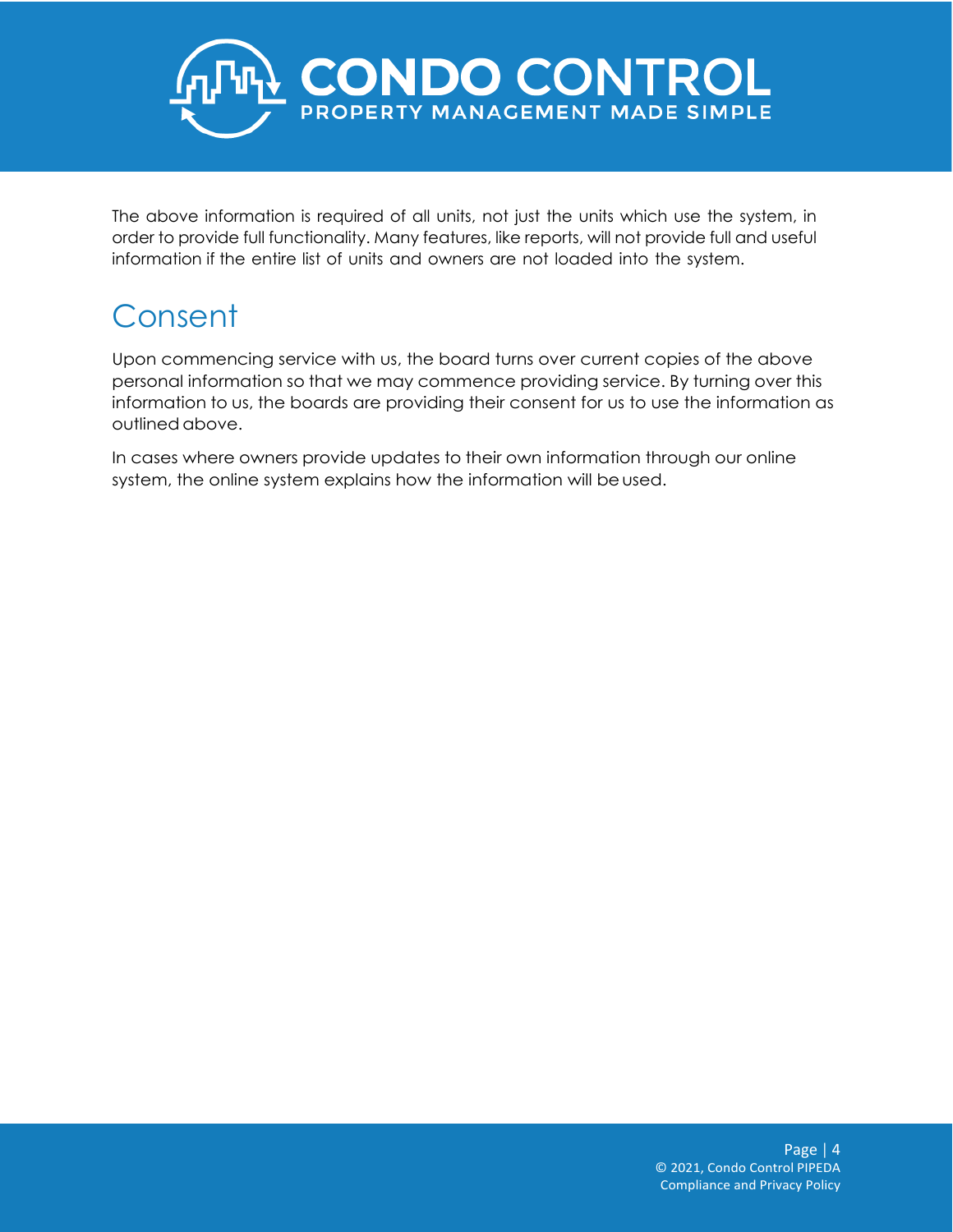The above information is required of all units, not just the units which use the system, in order to provide full functionality. Many features, like reports, will not provide full and useful information if the entire list of units and owners are not loaded into the system.

## Consent

Upon commencing service with us, the board turns over current copies of the above personal information so that we may commence providing service. By turning over this information to us, the boards are providing their consent for us to use the information as outlined above.

In cases where owners provide updates to their own information through our online system, the online system explains how the information will be used.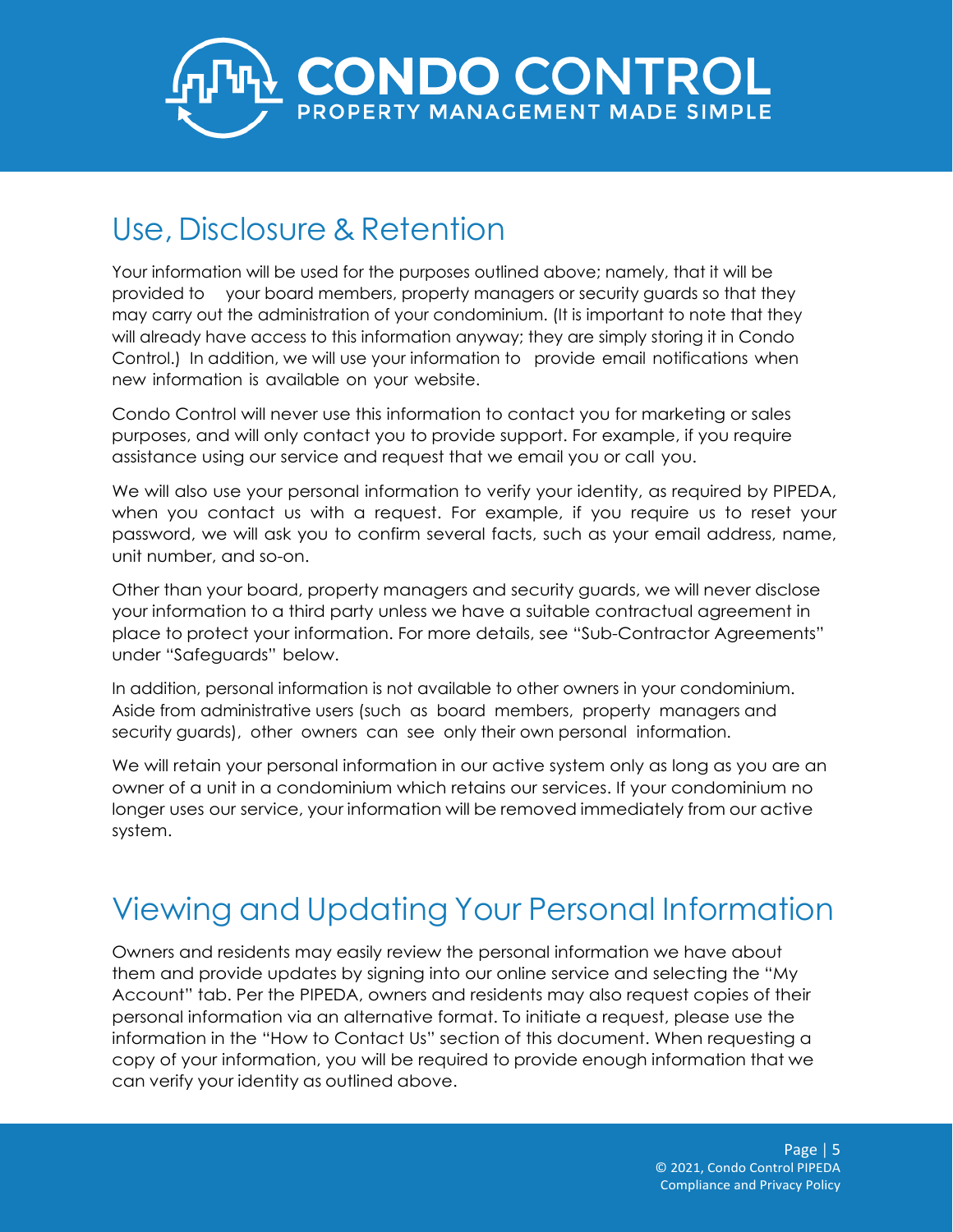## Use, Disclosure & Retention

Your information will be used for the purposes outlined above; namely, that it will be provided to your board members, property managers or security guards so that they may carry out the administration of your condominium. (It is important to note that they will already have access to this information anyway; they are simply storing it in Condo Control.) In addition, we will use your information to provide email notifications when new information is available on your website.

Condo Control will never use this information to contact you for marketing or sales purposes, and will only contact you to provide support. For example, if you require assistance using our service and request that we email you or call you.

We will also use your personal information to verify your identity, as required by PIPEDA, when you contact us with a request. For example, if you require us to reset your password, we will ask you to confirm several facts, such as your email address, name, unit number, and so-on.

Other than your board, property managers and security guards, we will never disclose your information to a third party unless we have a suitable contractual agreement in place to protect your information. For more details, see "Sub-Contractor Agreements" under "Safeguards" below.

In addition, personal information is not available to other owners in your condominium. Aside from administrative users (such as board members, property managers and security guards), other owners can see only their own personal information.

We will retain your personal information in our active system only as long as you are an owner of a unit in a condominium which retains our services. If your condominium no longer uses our service, your information will be removed immediately from our active system.

## Viewing and Updating Your Personal Information

Owners and residents may easily review the personal information we have about them and provide updates by signing into our online service and selecting the "My Account" tab. Per the PIPEDA, owners and residents may also request copies of their personal information via an alternative format. To initiate a request, please use the information in the "How to Contact Us" section of this document. When requesting a copy of your information, you will be required to provide enough information that we can verify your identity as outlined above.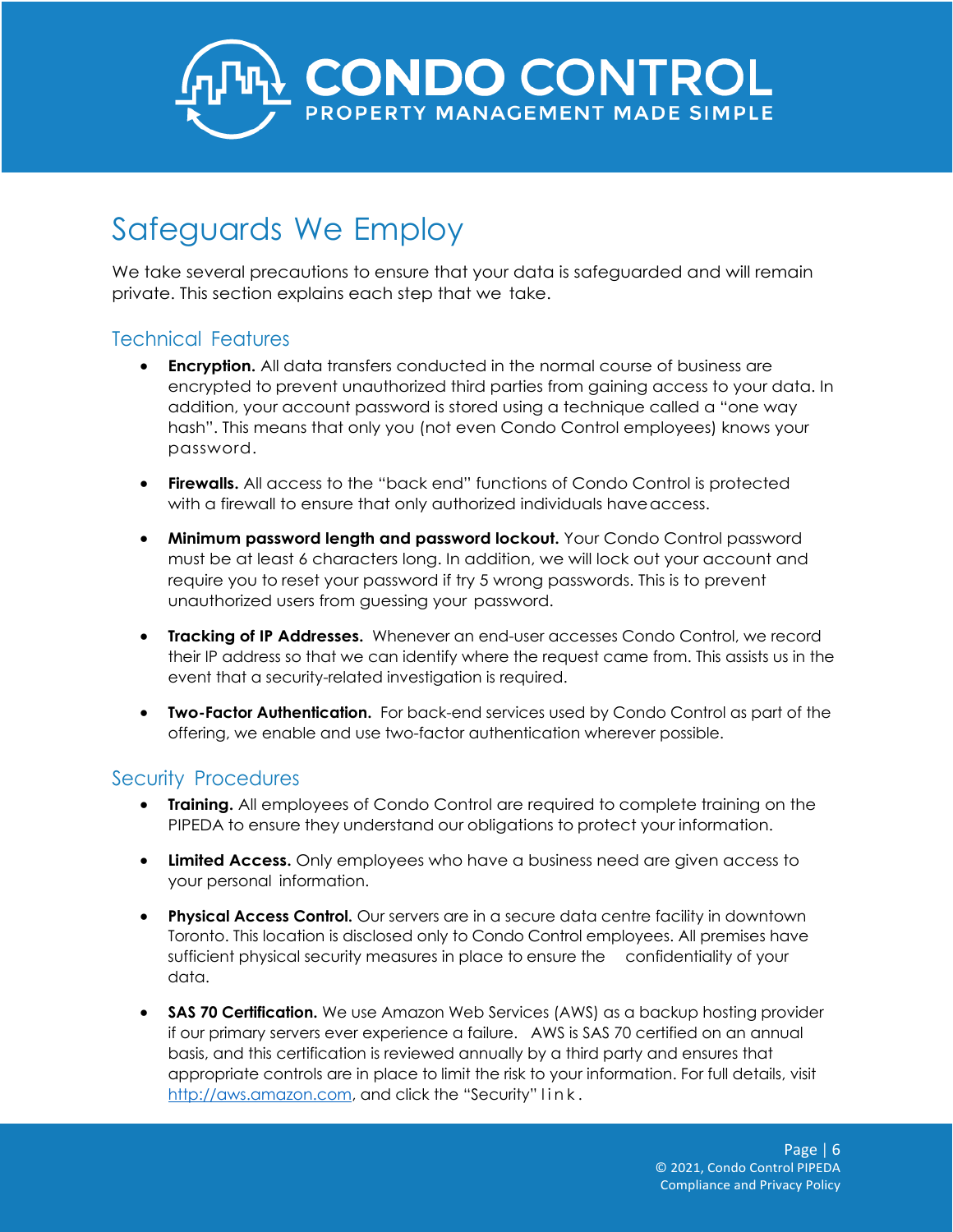# Safeguards We Employ

We take several precautions to ensure that your data is safeguarded and will remain private. This section explains each step that we take.

## Technical Features

- **Encryption.** All data transfers conducted in the normal course of business are encrypted to prevent unauthorized third parties from gaining access to your data. In addition, your account password is stored using a technique called a "one way hash". This means that only you (not even Condo Control employees) knows your password.

- **Firewalls.** All access to the "back end" functions of Condo Control is protected with a firewall to ensure that only authorized individuals have access.

- **Minimum password length and password lockout.** Your Condo Control password must be at least 6 characters long. In addition, we will lock out your account and require you to reset your password if try 5 wrong passwords. This is to prevent unauthorized users from guessing your password.

- **Tracking of IP Addresses.** Whenever an end-user accesses Condo Control, we record their IP address so that we can identify where the request came from. This assists us in the event that a security-related investigation is required.

- **Two-Factor Authentication.** For back-end services used by Condo Control as part of the offering, we enable and use two-factor authentication wherever possible.

## Security Procedures

- **Training.** All employees of Condo Control are required to complete training on the PIPEDA to ensure they understand our obligations to protect your information.

- **Limited Access.** Only employees who have a business need are given access to your personal information.

- **Physical Access Control.** Our servers are in a secure data centre facility in downtown Toronto. This location is disclosed only to Condo Control employees. All premises have sufficient physical security measures in place to ensure the confidentiality of your data.

- **SAS 70 Certification.** We use Amazon Web Services (AWS) as a backup hosting provider if our primary servers ever experience a failure. AWS is SAS 70 certified on an annual basis, and this certification is reviewed annually by a third party and ensures that appropriate controls are in place to limit the risk to your information. For full details, visit [http://aws.amazon.com](http://aws.amazon.com), and click the "Security" link.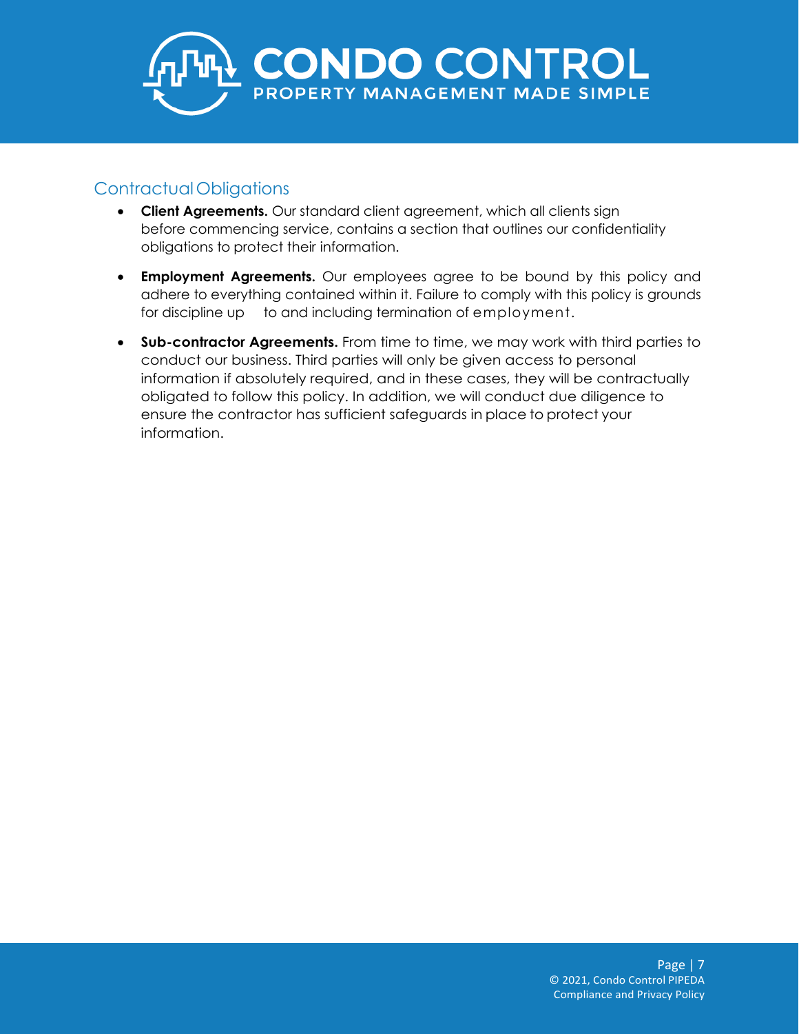## Contractual Obligations

- **Client Agreements.** Our standard client agreement, which all clients sign before commencing service, contains a section that outlines our confidentiality obligations to protect their information.
- **Employment Agreements.** Our employees agree to be bound by this policy and adhere to everything contained within it. Failure to comply with this policy is grounds for discipline up to and including termination of employment.
- **Sub-contractor Agreements.** From time to time, we may work with third parties to conduct our business. Third parties will only be given access to personal information if absolutely required, and in these cases, they will be contractually obligated to follow this policy. In addition, we will conduct due diligence to ensure the contractor has sufficient safeguards in place to protect your information.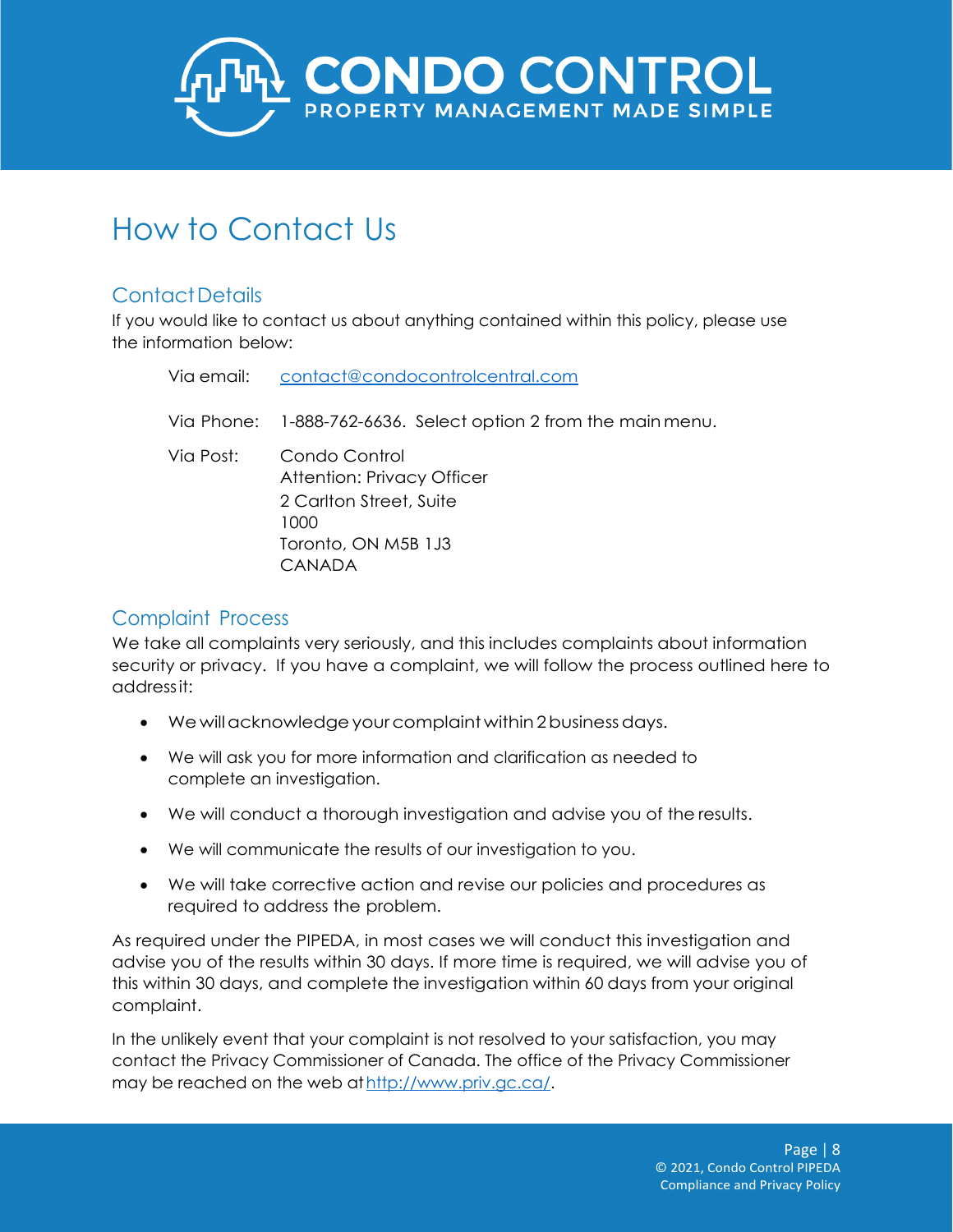# How to Contact Us

## Contact Details

If you would like to contact us about anything contained within this policy, please use the information below:

Via email: contact@condocontrolcentral.com

Via Phone: 1-888-762-6636. Select option 2 from the main menu.

Via Post: Condo Control
Attention: Privacy Officer
2 Carlton Street, Suite 1000
Toronto, ON M5B 1J3
CANADA

## Complaint Process

We take all complaints very seriously, and this includes complaints about information security or privacy. If you have a complaint, we will follow the process outlined here to address it:

- We will acknowledge your complaint within 2 business days.
- We will ask you for more information and clarification as needed to complete an investigation.
- We will conduct a thorough investigation and advise you of the results.
- We will communicate the results of our investigation to you.
- We will take corrective action and revise our policies and procedures as required to address the problem.

As required under the PIPEDA, in most cases we will conduct this investigation and advise you of the results within 30 days. If more time is required, we will advise you of this within 30 days, and complete the investigation within 60 days from your original complaint.

In the unlikely event that your complaint is not resolved to your satisfaction, you may contact the Privacy Commissioner of Canada. The office of the Privacy Commissioner may be reached on the web at http://www.priv.gc.ca/.